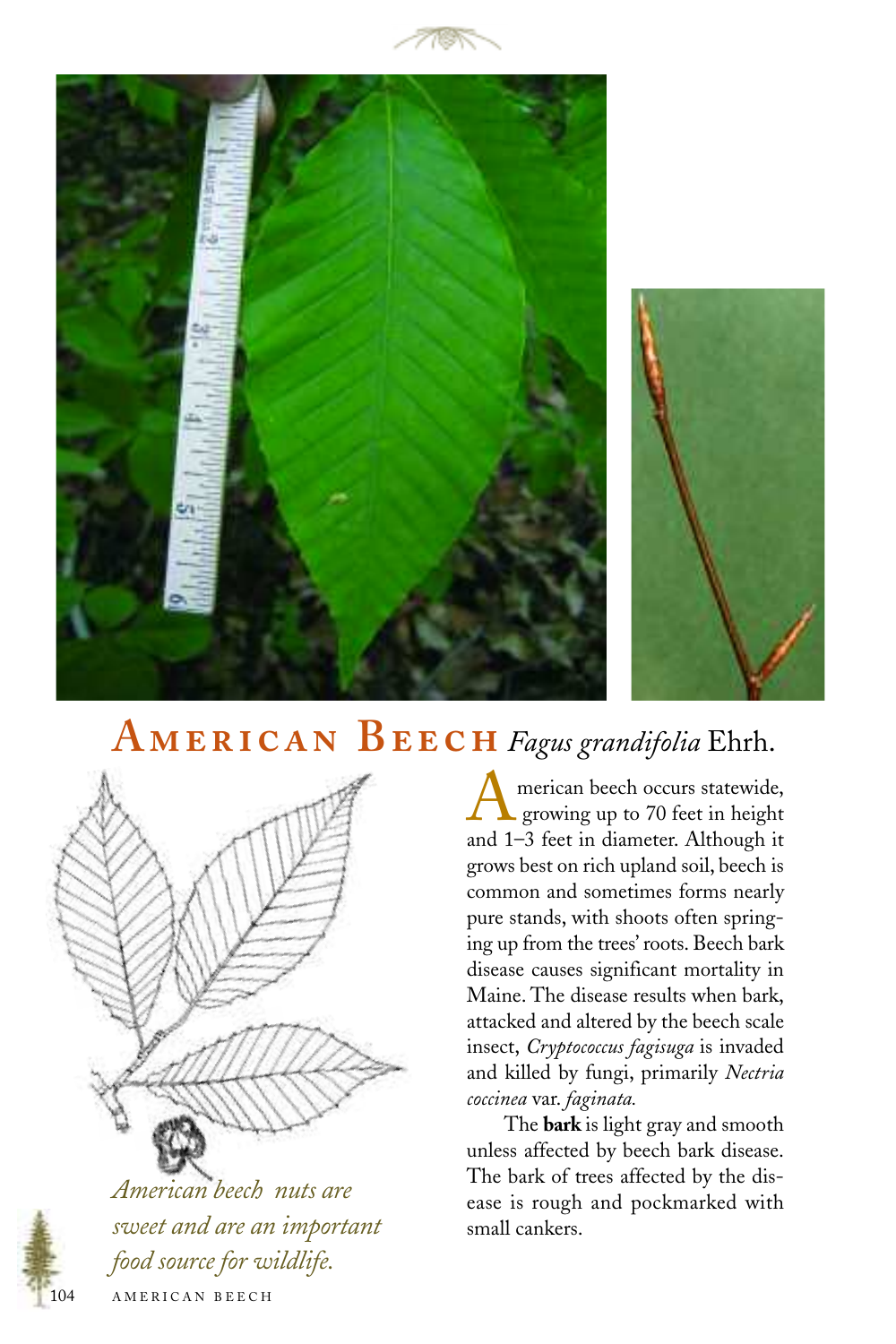# American Beech *Fagus grandifolia* Ehrh.

American beech occurs statewide, growing up to 70 feet in height and 1–3 feet in diameter. Although it grows best on rich upland soil, beech is common and sometimes forms nearly pure stands, with shoots often springing up from the trees' roots. Beech bark disease causes significant mortality in Maine. The disease results when bark, attacked and altered by the beech scale insect, *Cryptococcus fagisuga* is invaded and killed by fungi, primarily *Nectria coccinea* var. *faginata.*

The **bark** is light gray and smooth unless affected by beech bark disease. The bark of trees affected by the disease is rough and pockmarked with small cankers.

*American beech nuts are sweet and are an important food source for wildlife.*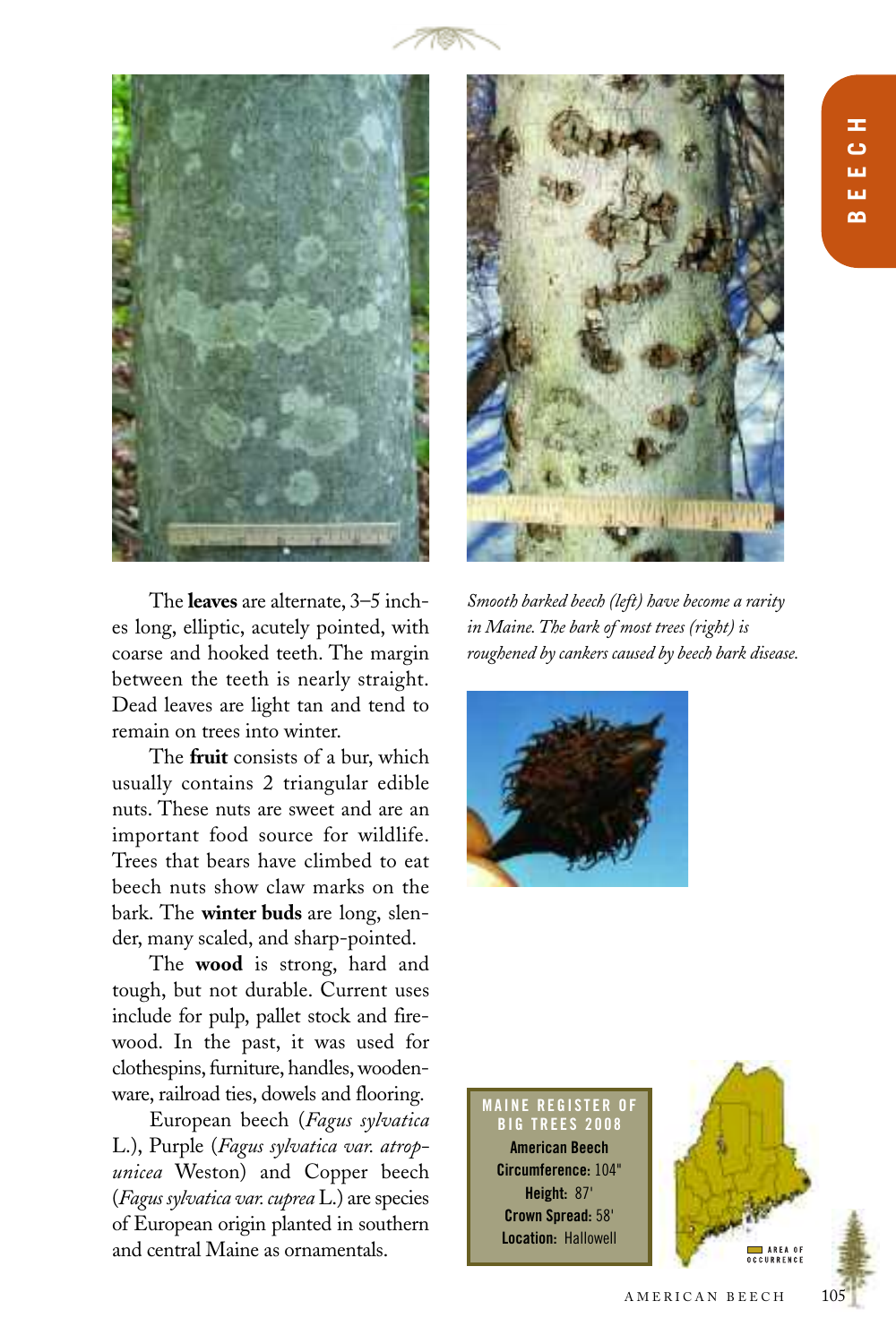The **leaves** are alternate, 3–5 inches long, elliptic, acutely pointed, with coarse and hooked teeth. The margin between the teeth is nearly straight. Dead leaves are light tan and tend to remain on trees into winter.

The **fruit** consists of a bur, which usually contains 2 triangular edible nuts. These nuts are sweet and are an important food source for wildlife. Trees that bears have climbed to eat beech nuts show claw marks on the bark. The **winter buds** are long, slender, many scaled, and sharp-pointed.

The **wood** is strong, hard and tough, but not durable. Current uses include for pulp, pallet stock and firewood. In the past, it was used for clothespins, furniture, handles, woodenware, railroad ties, dowels and flooring.

European beech (*Fagus sylvatica* L.), Purple (*Fagus sylvatica var. atropunicea* Weston) and Copper beech (*Fagus sylvatica var. cuprea* L.) are species of European origin planted in southern and central Maine as ornamentals.

*Smooth barked beech (left) have become a rarity in Maine. The bark of most trees (right) is roughened by cankers caused by beech bark disease.*

**MAINE REGISTER OF BIG TREES 2008**

**American Beech**
**Circumference:** 104"
**Height:** 87'
**Crown Spread:** 58'
**Location:** Hallowell

AREA OF OCCURRENCE